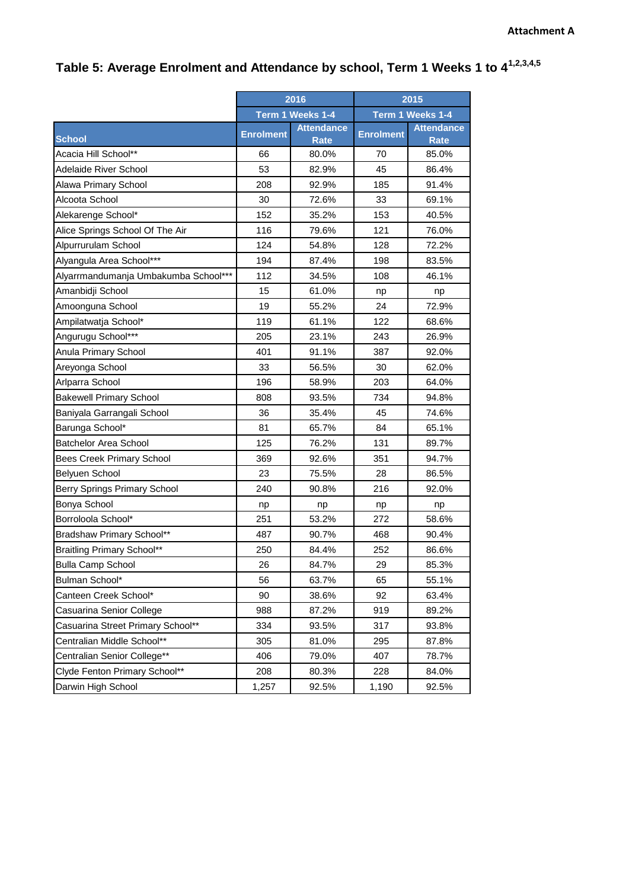Attachment A

# Table 5: Average Enrolment and Attendance by school, Term 1 Weeks 1 to 4[1,2,3,4,5]

| | 2016 | | 2015 | |
|---|---|---|---|---|
| | Term 1 Weeks 1-4 | | Term 1 Weeks 1-4 | |
| School | Enrolment | Attendance Rate | Enrolment | Attendance Rate |
| Acacia Hill School** | 66 | 80.0% | 70 | 85.0% |
| Adelaide River School | 53 | 82.9% | 45 | 86.4% |
| Alawa Primary School | 208 | 92.9% | 185 | 91.4% |
| Alcoota School | 30 | 72.6% | 33 | 69.1% |
| Alekarenge School* | 152 | 35.2% | 153 | 40.5% |
| Alice Springs School Of The Air | 116 | 79.6% | 121 | 76.0% |
| Alpurrurulam School | 124 | 54.8% | 128 | 72.2% |
| Alyangula Area School*** | 194 | 87.4% | 198 | 83.5% |
| Alyarrmandumanja Umbakumba School*** | 112 | 34.5% | 108 | 46.1% |
| Amanbidji School | 15 | 61.0% | np | np |
| Amoonguna School | 19 | 55.2% | 24 | 72.9% |
| Ampilatwatja School* | 119 | 61.1% | 122 | 68.6% |
| Angurugu School*** | 205 | 23.1% | 243 | 26.9% |
| Anula Primary School | 401 | 91.1% | 387 | 92.0% |
| Areyonga School | 33 | 56.5% | 30 | 62.0% |
| Arlparra School | 196 | 58.9% | 203 | 64.0% |
| Bakewell Primary School | 808 | 93.5% | 734 | 94.8% |
| Baniyala Garrangali School | 36 | 35.4% | 45 | 74.6% |
| Barunga School* | 81 | 65.7% | 84 | 65.1% |
| Batchelor Area School | 125 | 76.2% | 131 | 89.7% |
| Bees Creek Primary School | 369 | 92.6% | 351 | 94.7% |
| Belyuen School | 23 | 75.5% | 28 | 86.5% |
| Berry Springs Primary School | 240 | 90.8% | 216 | 92.0% |
| Bonya School | np | np | np | np |
| Borroloola School* | 251 | 53.2% | 272 | 58.6% |
| Bradshaw Primary School** | 487 | 90.7% | 468 | 90.4% |
| Braitling Primary School** | 250 | 84.4% | 252 | 86.6% |
| Bulla Camp School | 26 | 84.7% | 29 | 85.3% |
| Bulman School* | 56 | 63.7% | 65 | 55.1% |
| Canteen Creek School* | 90 | 38.6% | 92 | 63.4% |
| Casuarina Senior College | 988 | 87.2% | 919 | 89.2% |
| Casuarina Street Primary School** | 334 | 93.5% | 317 | 93.8% |
| Centralian Middle School** | 305 | 81.0% | 295 | 87.8% |
| Centralian Senior College** | 406 | 79.0% | 407 | 78.7% |
| Clyde Fenton Primary School** | 208 | 80.3% | 228 | 84.0% |
| Darwin High School | 1,257 | 92.5% | 1,190 | 92.5% |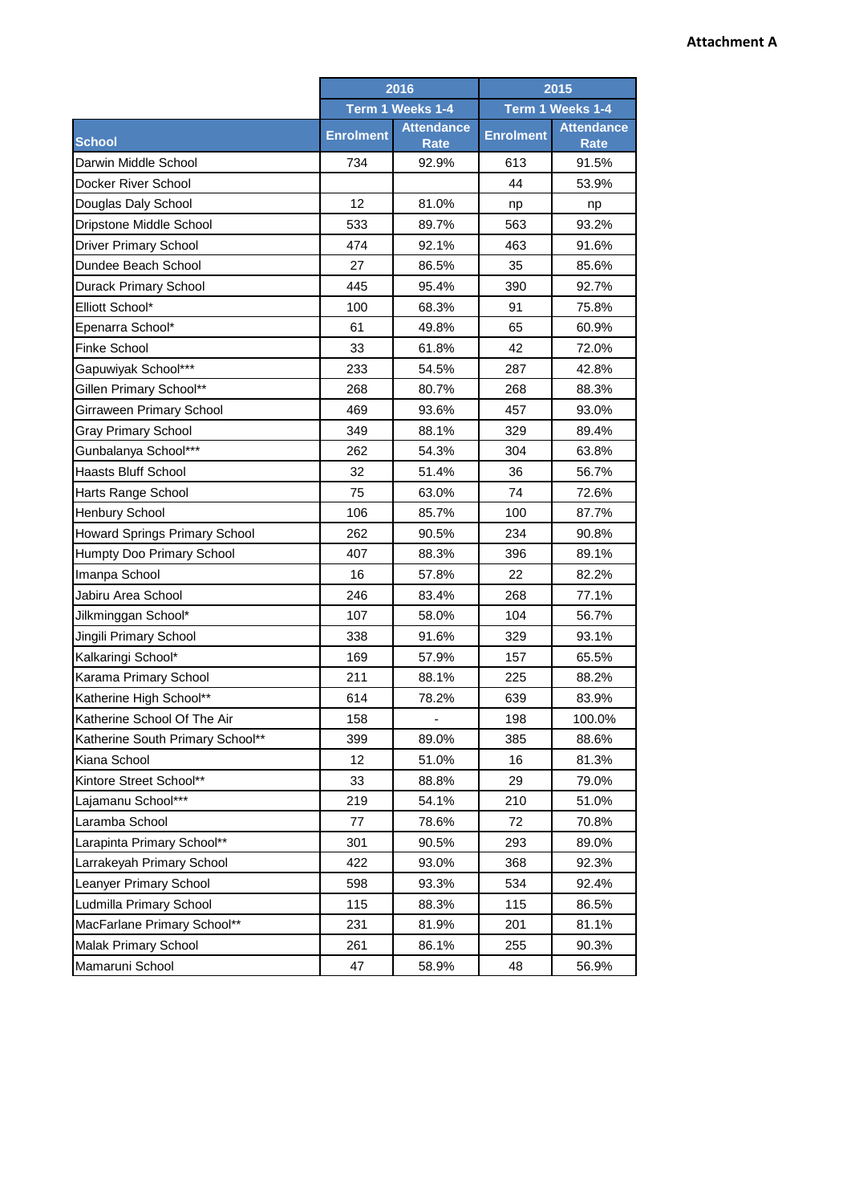**Attachment A**

| School | 2016 | | 2015 | |
|---|---|---|---|---|
| | Term 1 Weeks 1-4 | | Term 1 Weeks 1-4 | |
| | Enrolment | Attendance Rate | Enrolment | Attendance Rate |
| Darwin Middle School | 734 | 92.9% | 613 | 91.5% |
| Docker River School | | | 44 | 53.9% |
| Douglas Daly School | 12 | 81.0% | np | np |
| Dripstone Middle School | 533 | 89.7% | 563 | 93.2% |
| Driver Primary School | 474 | 92.1% | 463 | 91.6% |
| Dundee Beach School | 27 | 86.5% | 35 | 85.6% |
| Durack Primary School | 445 | 95.4% | 390 | 92.7% |
| Elliott School* | 100 | 68.3% | 91 | 75.8% |
| Epenarra School* | 61 | 49.8% | 65 | 60.9% |
| Finke School | 33 | 61.8% | 42 | 72.0% |
| Gapuwiyak School*** | 233 | 54.5% | 287 | 42.8% |
| Gillen Primary School** | 268 | 80.7% | 268 | 88.3% |
| Girraween Primary School | 469 | 93.6% | 457 | 93.0% |
| Gray Primary School | 349 | 88.1% | 329 | 89.4% |
| Gunbalanya School*** | 262 | 54.3% | 304 | 63.8% |
| Haasts Bluff School | 32 | 51.4% | 36 | 56.7% |
| Harts Range School | 75 | 63.0% | 74 | 72.6% |
| Henbury School | 106 | 85.7% | 100 | 87.7% |
| Howard Springs Primary School | 262 | 90.5% | 234 | 90.8% |
| Humpty Doo Primary School | 407 | 88.3% | 396 | 89.1% |
| Imanpa School | 16 | 57.8% | 22 | 82.2% |
| Jabiru Area School | 246 | 83.4% | 268 | 77.1% |
| Jilkminggan School* | 107 | 58.0% | 104 | 56.7% |
| Jingili Primary School | 338 | 91.6% | 329 | 93.1% |
| Kalkaringi School* | 169 | 57.9% | 157 | 65.5% |
| Karama Primary School | 211 | 88.1% | 225 | 88.2% |
| Katherine High School** | 614 | 78.2% | 639 | 83.9% |
| Katherine School Of The Air | 158 | - | 198 | 100.0% |
| Katherine South Primary School** | 399 | 89.0% | 385 | 88.6% |
| Kiana School | 12 | 51.0% | 16 | 81.3% |
| Kintore Street School** | 33 | 88.8% | 29 | 79.0% |
| Lajamanu School*** | 219 | 54.1% | 210 | 51.0% |
| Laramba School | 77 | 78.6% | 72 | 70.8% |
| Larapinta Primary School** | 301 | 90.5% | 293 | 89.0% |
| Larrakeyah Primary School | 422 | 93.0% | 368 | 92.3% |
| Leanyer Primary School | 598 | 93.3% | 534 | 92.4% |
| Ludmilla Primary School | 115 | 88.3% | 115 | 86.5% |
| MacFarlane Primary School** | 231 | 81.9% | 201 | 81.1% |
| Malak Primary School | 261 | 86.1% | 255 | 90.3% |
| Mamaruni School | 47 | 58.9% | 48 | 56.9% |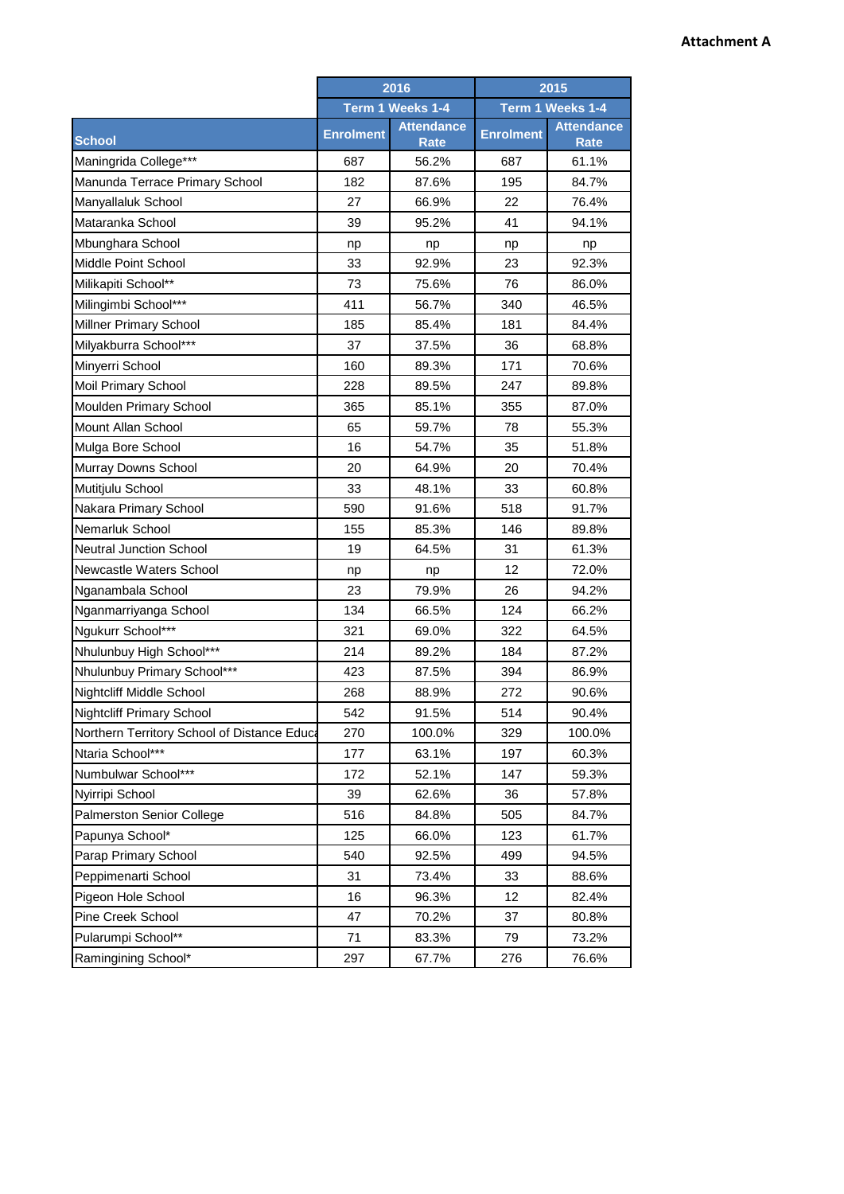**Attachment A**

| School | 2016 | | 2015 | |
|---|---|---|---|---|
| | Term 1 Weeks 1-4 | | Term 1 Weeks 1-4 | |
| | Enrolment | Attendance Rate | Enrolment | Attendance Rate |
| Maningrida College*** | 687 | 56.2% | 687 | 61.1% |
| Manunda Terrace Primary School | 182 | 87.6% | 195 | 84.7% |
| Manyallaluk School | 27 | 66.9% | 22 | 76.4% |
| Mataranka School | 39 | 95.2% | 41 | 94.1% |
| Mbunghara School | np | np | np | np |
| Middle Point School | 33 | 92.9% | 23 | 92.3% |
| Milikapiti School** | 73 | 75.6% | 76 | 86.0% |
| Milingimbi School*** | 411 | 56.7% | 340 | 46.5% |
| Millner Primary School | 185 | 85.4% | 181 | 84.4% |
| Milyakburra School*** | 37 | 37.5% | 36 | 68.8% |
| Minyerri School | 160 | 89.3% | 171 | 70.6% |
| Moil Primary School | 228 | 89.5% | 247 | 89.8% |
| Moulden Primary School | 365 | 85.1% | 355 | 87.0% |
| Mount Allan School | 65 | 59.7% | 78 | 55.3% |
| Mulga Bore School | 16 | 54.7% | 35 | 51.8% |
| Murray Downs School | 20 | 64.9% | 20 | 70.4% |
| Mutitjulu School | 33 | 48.1% | 33 | 60.8% |
| Nakara Primary School | 590 | 91.6% | 518 | 91.7% |
| Nemarluk School | 155 | 85.3% | 146 | 89.8% |
| Neutral Junction School | 19 | 64.5% | 31 | 61.3% |
| Newcastle Waters School | np | np | 12 | 72.0% |
| Nganambala School | 23 | 79.9% | 26 | 94.2% |
| Nganmarriyanga School | 134 | 66.5% | 124 | 66.2% |
| Ngukurr School*** | 321 | 69.0% | 322 | 64.5% |
| Nhulunbuy High School*** | 214 | 89.2% | 184 | 87.2% |
| Nhulunbuy Primary School*** | 423 | 87.5% | 394 | 86.9% |
| Nightcliff Middle School | 268 | 88.9% | 272 | 90.6% |
| Nightcliff Primary School | 542 | 91.5% | 514 | 90.4% |
| Northern Territory School of Distance Educa | 270 | 100.0% | 329 | 100.0% |
| Ntaria School*** | 177 | 63.1% | 197 | 60.3% |
| Numbulwar School*** | 172 | 52.1% | 147 | 59.3% |
| Nyirripi School | 39 | 62.6% | 36 | 57.8% |
| Palmerston Senior College | 516 | 84.8% | 505 | 84.7% |
| Papunya School* | 125 | 66.0% | 123 | 61.7% |
| Parap Primary School | 540 | 92.5% | 499 | 94.5% |
| Peppimenarti School | 31 | 73.4% | 33 | 88.6% |
| Pigeon Hole School | 16 | 96.3% | 12 | 82.4% |
| Pine Creek School | 47 | 70.2% | 37 | 80.8% |
| Pularumpi School** | 71 | 83.3% | 79 | 73.2% |
| Ramingining School* | 297 | 67.7% | 276 | 76.6% |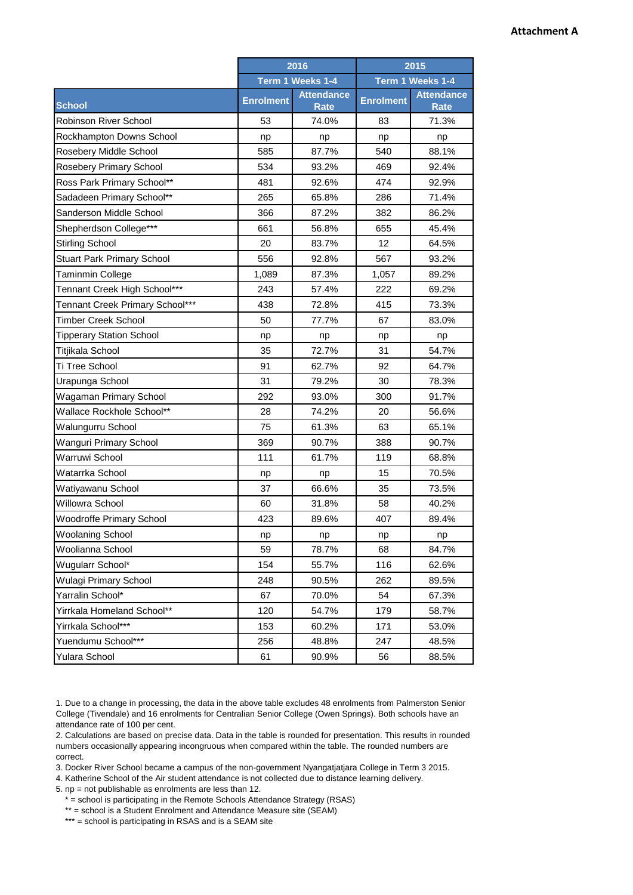**Attachment A**

| School | 2016 | | 2015 | |
|---|---|---|---|---|
| | Term 1 Weeks 1-4 | | Term 1 Weeks 1-4 | |
| | Enrolment | Attendance Rate | Enrolment | Attendance Rate |
| Robinson River School | 53 | 74.0% | 83 | 71.3% |
| Rockhampton Downs School | np | np | np | np |
| Rosebery Middle School | 585 | 87.7% | 540 | 88.1% |
| Rosebery Primary School | 534 | 93.2% | 469 | 92.4% |
| Ross Park Primary School** | 481 | 92.6% | 474 | 92.9% |
| Sadadeen Primary School** | 265 | 65.8% | 286 | 71.4% |
| Sanderson Middle School | 366 | 87.2% | 382 | 86.2% |
| Shepherdson College*** | 661 | 56.8% | 655 | 45.4% |
| Stirling School | 20 | 83.7% | 12 | 64.5% |
| Stuart Park Primary School | 556 | 92.8% | 567 | 93.2% |
| Taminmin College | 1,089 | 87.3% | 1,057 | 89.2% |
| Tennant Creek High School*** | 243 | 57.4% | 222 | 69.2% |
| Tennant Creek Primary School*** | 438 | 72.8% | 415 | 73.3% |
| Timber Creek School | 50 | 77.7% | 67 | 83.0% |
| Tipperary Station School | np | np | np | np |
| Titjikala School | 35 | 72.7% | 31 | 54.7% |
| Ti Tree School | 91 | 62.7% | 92 | 64.7% |
| Urapunga School | 31 | 79.2% | 30 | 78.3% |
| Wagaman Primary School | 292 | 93.0% | 300 | 91.7% |
| Wallace Rockhole School** | 28 | 74.2% | 20 | 56.6% |
| Walungurru School | 75 | 61.3% | 63 | 65.1% |
| Wanguri Primary School | 369 | 90.7% | 388 | 90.7% |
| Warruwi School | 111 | 61.7% | 119 | 68.8% |
| Watarrka School | np | np | 15 | 70.5% |
| Watiyawanu School | 37 | 66.6% | 35 | 73.5% |
| Willowra School | 60 | 31.8% | 58 | 40.2% |
| Woodroffe Primary School | 423 | 89.6% | 407 | 89.4% |
| Woolaning School | np | np | np | np |
| Woolianna School | 59 | 78.7% | 68 | 84.7% |
| Wugularr School* | 154 | 55.7% | 116 | 62.6% |
| Wulagi Primary School | 248 | 90.5% | 262 | 89.5% |
| Yarralin School* | 67 | 70.0% | 54 | 67.3% |
| Yirrkala Homeland School** | 120 | 54.7% | 179 | 58.7% |
| Yirrkala School*** | 153 | 60.2% | 171 | 53.0% |
| Yuendumu School*** | 256 | 48.8% | 247 | 48.5% |
| Yulara School | 61 | 90.9% | 56 | 88.5% |

1. Due to a change in processing, the data in the above table excludes 48 enrolments from Palmerston Senior College (Tivendale) and 16 enrolments for Centralian Senior College (Owen Springs). Both schools have an attendance rate of 100 per cent.
2. Calculations are based on precise data. Data in the table is rounded for presentation. This results in rounded numbers occasionally appearing incongruous when compared within the table. The rounded numbers are correct.
3. Docker River School became a campus of the non-government Nyangatjatjara College in Term 3 2015.
4. Katherine School of the Air student attendance is not collected due to distance learning delivery.
5. np = not publishable as enrolments are less than 12.

\* = school is participating in the Remote Schools Attendance Strategy (RSAS)

\*\* = school is a Student Enrolment and Attendance Measure site (SEAM)

\*\*\* = school is participating in RSAS and is a SEAM site